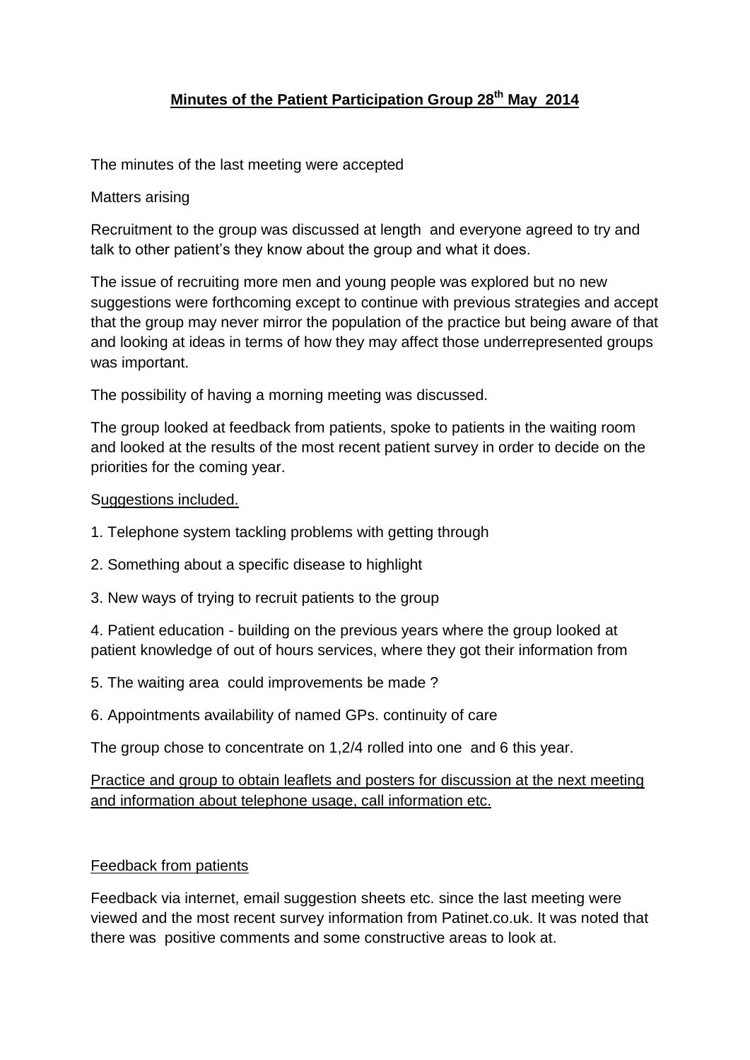# **Minutes of the Patient Participation Group 28th May 2014**

The minutes of the last meeting were accepted

Matters arising

Recruitment to the group was discussed at length and everyone agreed to try and talk to other patient's they know about the group and what it does.

The issue of recruiting more men and young people was explored but no new suggestions were forthcoming except to continue with previous strategies and accept that the group may never mirror the population of the practice but being aware of that and looking at ideas in terms of how they may affect those underrepresented groups was important.

The possibility of having a morning meeting was discussed.

The group looked at feedback from patients, spoke to patients in the waiting room and looked at the results of the most recent patient survey in order to decide on the priorities for the coming year.

Suggestions included.

1. Telephone system tackling problems with getting through
2. Something about a specific disease to highlight
3. New ways of trying to recruit patients to the group
4. Patient education - building on the previous years where the group looked at patient knowledge of out of hours services, where they got their information from
5. The waiting area could improvements be made ?
6. Appointments availability of named GPs. continuity of care

The group chose to concentrate on 1,2/4 rolled into one and 6 this year.

Practice and group to obtain leaflets and posters for discussion at the next meeting and information about telephone usage, call information etc.

Feedback from patients

Feedback via internet, email suggestion sheets etc. since the last meeting were viewed and the most recent survey information from Patinet.co.uk. It was noted that there was positive comments and some constructive areas to look at.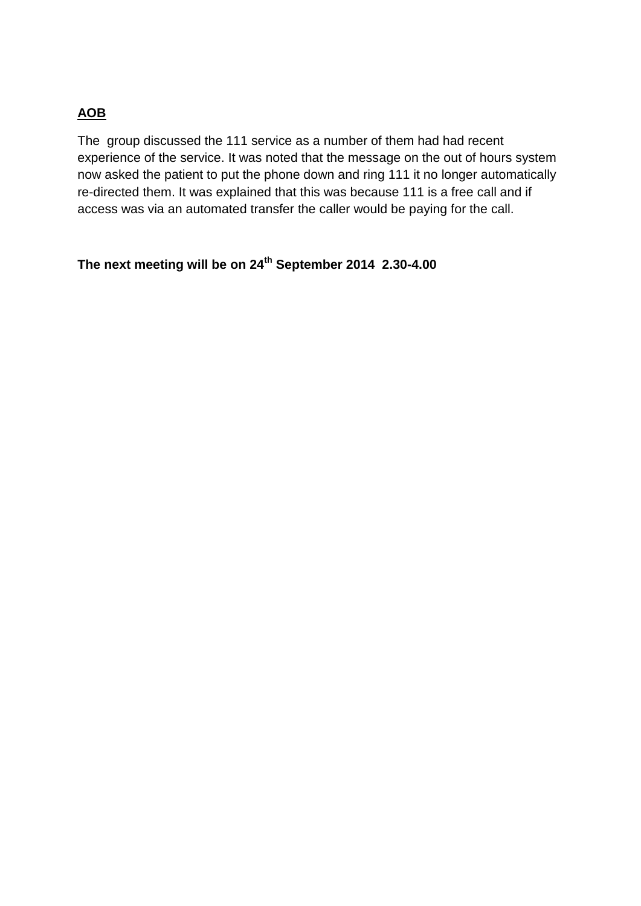**AOB**

The group discussed the 111 service as a number of them had had recent experience of the service. It was noted that the message on the out of hours system now asked the patient to put the phone down and ring 111 it no longer automatically re-directed them. It was explained that this was because 111 is a free call and if access was via an automated transfer the caller would be paying for the call.

**The next meeting will be on 24th September 2014 2.30-4.00**